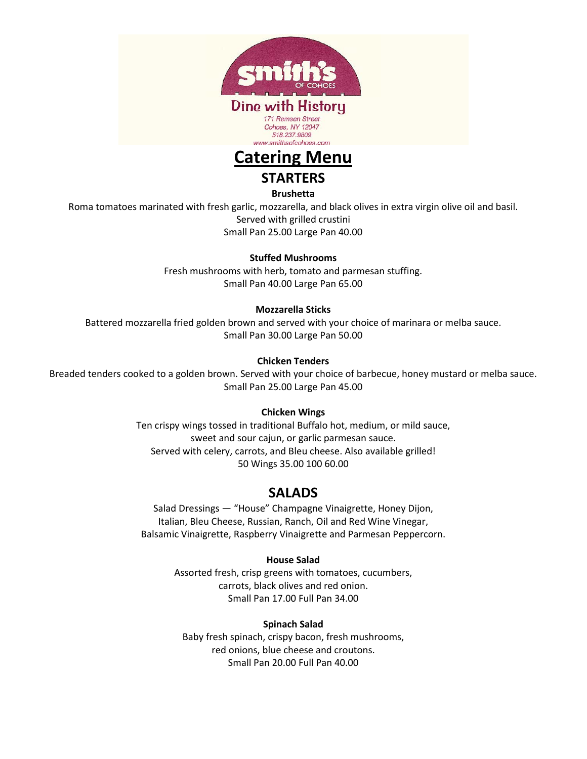smith's OF COHOES

Dine with History

171 Remsen Street
Cohoes, NY 12047
518.237.9809
www.smithsofcohoes.com

# Catering Menu

## STARTERS

**Brushetta**

Roma tomatoes marinated with fresh garlic, mozzarella, and black olives in extra virgin olive oil and basil.
Served with grilled crustini
Small Pan 25.00 Large Pan 40.00

**Stuffed Mushrooms**

Fresh mushrooms with herb, tomato and parmesan stuffing.
Small Pan 40.00 Large Pan 65.00

**Mozzarella Sticks**

Battered mozzarella fried golden brown and served with your choice of marinara or melba sauce.
Small Pan 30.00 Large Pan 50.00

**Chicken Tenders**

Breaded tenders cooked to a golden brown. Served with your choice of barbecue, honey mustard or melba sauce.
Small Pan 25.00 Large Pan 45.00

**Chicken Wings**

Ten crispy wings tossed in traditional Buffalo hot, medium, or mild sauce,
sweet and sour cajun, or garlic parmesan sauce.
Served with celery, carrots, and Bleu cheese. Also available grilled!
50 Wings 35.00 100 60.00

## SALADS

Salad Dressings — "House" Champagne Vinaigrette, Honey Dijon,
Italian, Bleu Cheese, Russian, Ranch, Oil and Red Wine Vinegar,
Balsamic Vinaigrette, Raspberry Vinaigrette and Parmesan Peppercorn.

**House Salad**

Assorted fresh, crisp greens with tomatoes, cucumbers,
carrots, black olives and red onion.
Small Pan 17.00 Full Pan 34.00

**Spinach Salad**

Baby fresh spinach, crispy bacon, fresh mushrooms,
red onions, blue cheese and croutons.
Small Pan 20.00 Full Pan 40.00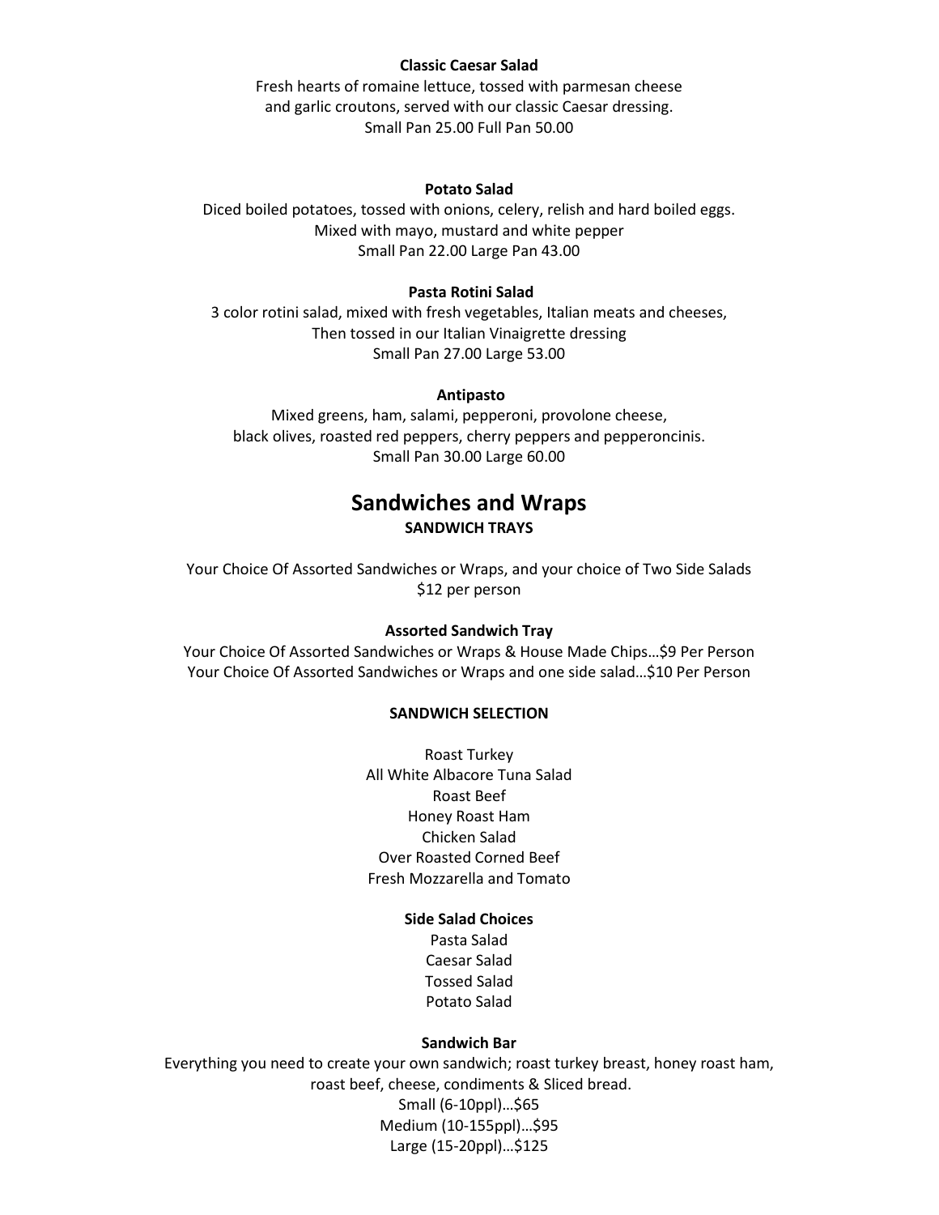**Classic Caesar Salad**

Fresh hearts of romaine lettuce, tossed with parmesan cheese
and garlic croutons, served with our classic Caesar dressing.
Small Pan 25.00 Full Pan 50.00

**Potato Salad**

Diced boiled potatoes, tossed with onions, celery, relish and hard boiled eggs.
Mixed with mayo, mustard and white pepper
Small Pan 22.00 Large Pan 43.00

**Pasta Rotini Salad**

3 color rotini salad, mixed with fresh vegetables, Italian meats and cheeses,
Then tossed in our Italian Vinaigrette dressing
Small Pan 27.00 Large 53.00

**Antipasto**

Mixed greens, ham, salami, pepperoni, provolone cheese,
black olives, roasted red peppers, cherry peppers and pepperoncinis.
Small Pan 30.00 Large 60.00

## Sandwiches and Wraps

**SANDWICH TRAYS**

Your Choice Of Assorted Sandwiches or Wraps, and your choice of Two Side Salads
$12 per person

**Assorted Sandwich Tray**

Your Choice Of Assorted Sandwiches or Wraps & House Made Chips…$9 Per Person
Your Choice Of Assorted Sandwiches or Wraps and one side salad…$10 Per Person

**SANDWICH SELECTION**

Roast Turkey
All White Albacore Tuna Salad
Roast Beef
Honey Roast Ham
Chicken Salad
Over Roasted Corned Beef
Fresh Mozzarella and Tomato

**Side Salad Choices**

Pasta Salad
Caesar Salad
Tossed Salad
Potato Salad

**Sandwich Bar**

Everything you need to create your own sandwich; roast turkey breast, honey roast ham,
roast beef, cheese, condiments & Sliced bread.
Small (6-10ppl)…$65
Medium (10-155ppl)…$95
Large (15-20ppl)…$125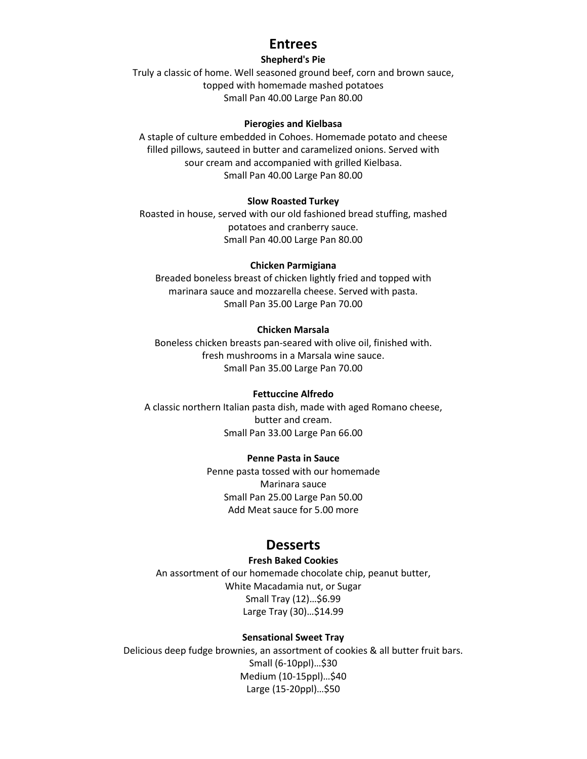# Entrees

**Shepherd's Pie**

Truly a classic of home. Well seasoned ground beef, corn and brown sauce, topped with homemade mashed potatoes

Small Pan 40.00 Large Pan 80.00

**Pierogies and Kielbasa**

A staple of culture embedded in Cohoes. Homemade potato and cheese filled pillows, sauteed in butter and caramelized onions. Served with sour cream and accompanied with grilled Kielbasa.

Small Pan 40.00 Large Pan 80.00

**Slow Roasted Turkey**

Roasted in house, served with our old fashioned bread stuffing, mashed potatoes and cranberry sauce.

Small Pan 40.00 Large Pan 80.00

**Chicken Parmigiana**

Breaded boneless breast of chicken lightly fried and topped with marinara sauce and mozzarella cheese. Served with pasta.

Small Pan 35.00 Large Pan 70.00

**Chicken Marsala**

Boneless chicken breasts pan-seared with olive oil, finished with. fresh mushrooms in a Marsala wine sauce.

Small Pan 35.00 Large Pan 70.00

**Fettuccine Alfredo**

A classic northern Italian pasta dish, made with aged Romano cheese, butter and cream.

Small Pan 33.00 Large Pan 66.00

**Penne Pasta in Sauce**

Penne pasta tossed with our homemade Marinara sauce

Small Pan 25.00 Large Pan 50.00

Add Meat sauce for 5.00 more

# Desserts

**Fresh Baked Cookies**

An assortment of our homemade chocolate chip, peanut butter, White Macadamia nut, or Sugar

Small Tray (12)…$6.99

Large Tray (30)…$14.99

**Sensational Sweet Tray**

Delicious deep fudge brownies, an assortment of cookies & all butter fruit bars.

Small (6-10ppl)…$30

Medium (10-15ppl)…$40

Large (15-20ppl)…$50